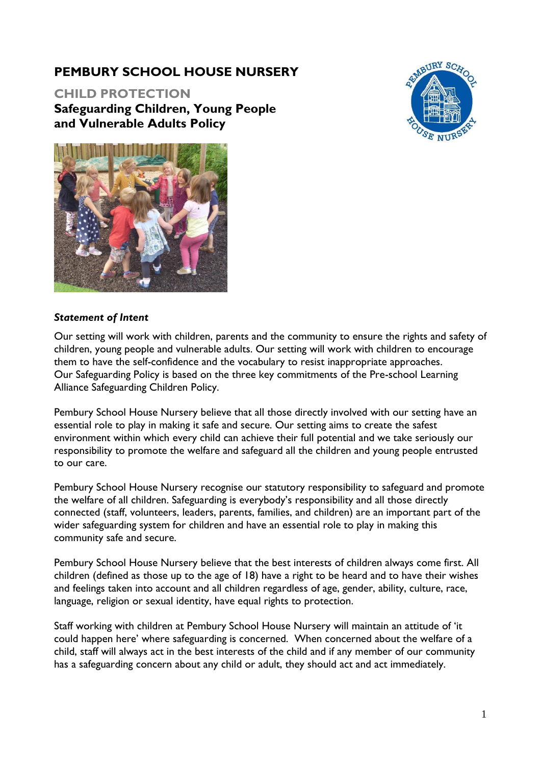# PEMBURY SCHOOL HOUSE NURSERY

## CHILD PROTECTION

## Safeguarding Children, Young People and Vulnerable Adults Policy

***Statement of Intent***

Our setting will work with children, parents and the community to ensure the rights and safety of children, young people and vulnerable adults. Our setting will work with children to encourage them to have the self-confidence and the vocabulary to resist inappropriate approaches. Our Safeguarding Policy is based on the three key commitments of the Pre-school Learning Alliance Safeguarding Children Policy.

Pembury School House Nursery believe that all those directly involved with our setting have an essential role to play in making it safe and secure. Our setting aims to create the safest environment within which every child can achieve their full potential and we take seriously our responsibility to promote the welfare and safeguard all the children and young people entrusted to our care.

Pembury School House Nursery recognise our statutory responsibility to safeguard and promote the welfare of all children. Safeguarding is everybody's responsibility and all those directly connected (staff, volunteers, leaders, parents, families, and children) are an important part of the wider safeguarding system for children and have an essential role to play in making this community safe and secure.

Pembury School House Nursery believe that the best interests of children always come first. All children (defined as those up to the age of 18) have a right to be heard and to have their wishes and feelings taken into account and all children regardless of age, gender, ability, culture, race, language, religion or sexual identity, have equal rights to protection.

Staff working with children at Pembury School House Nursery will maintain an attitude of 'it could happen here' where safeguarding is concerned. When concerned about the welfare of a child, staff will always act in the best interests of the child and if any member of our community has a safeguarding concern about any child or adult, they should act and act immediately.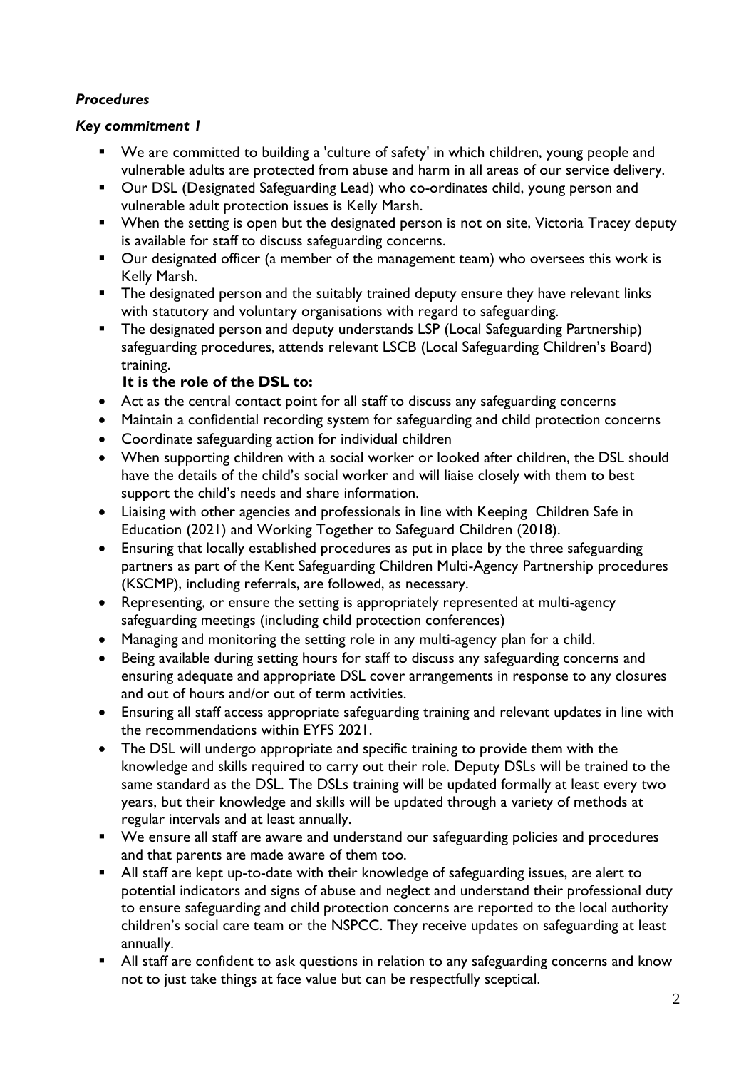### *Procedures*

#### *Key commitment 1*

- We are committed to building a 'culture of safety' in which children, young people and vulnerable adults are protected from abuse and harm in all areas of our service delivery.
- Our DSL (Designated Safeguarding Lead) who co-ordinates child, young person and vulnerable adult protection issues is Kelly Marsh.
- When the setting is open but the designated person is not on site, Victoria Tracey deputy is available for staff to discuss safeguarding concerns.
- Our designated officer (a member of the management team) who oversees this work is Kelly Marsh.
- The designated person and the suitably trained deputy ensure they have relevant links with statutory and voluntary organisations with regard to safeguarding.
- The designated person and deputy understands LSP (Local Safeguarding Partnership) safeguarding procedures, attends relevant LSCB (Local Safeguarding Children's Board) training.

**It is the role of the DSL to:**

- Act as the central contact point for all staff to discuss any safeguarding concerns
- Maintain a confidential recording system for safeguarding and child protection concerns
- Coordinate safeguarding action for individual children
- When supporting children with a social worker or looked after children, the DSL should have the details of the child's social worker and will liaise closely with them to best support the child's needs and share information.
- Liaising with other agencies and professionals in line with Keeping Children Safe in Education (2021) and Working Together to Safeguard Children (2018).
- Ensuring that locally established procedures as put in place by the three safeguarding partners as part of the Kent Safeguarding Children Multi-Agency Partnership procedures (KSCMP), including referrals, are followed, as necessary.
- Representing, or ensure the setting is appropriately represented at multi-agency safeguarding meetings (including child protection conferences)
- Managing and monitoring the setting role in any multi-agency plan for a child.
- Being available during setting hours for staff to discuss any safeguarding concerns and ensuring adequate and appropriate DSL cover arrangements in response to any closures and out of hours and/or out of term activities.
- Ensuring all staff access appropriate safeguarding training and relevant updates in line with the recommendations within EYFS 2021.
- The DSL will undergo appropriate and specific training to provide them with the knowledge and skills required to carry out their role. Deputy DSLs will be trained to the same standard as the DSL. The DSLs training will be updated formally at least every two years, but their knowledge and skills will be updated through a variety of methods at regular intervals and at least annually.
- We ensure all staff are aware and understand our safeguarding policies and procedures and that parents are made aware of them too.
- All staff are kept up-to-date with their knowledge of safeguarding issues, are alert to potential indicators and signs of abuse and neglect and understand their professional duty to ensure safeguarding and child protection concerns are reported to the local authority children's social care team or the NSPCC. They receive updates on safeguarding at least annually.
- All staff are confident to ask questions in relation to any safeguarding concerns and know not to just take things at face value but can be respectfully sceptical.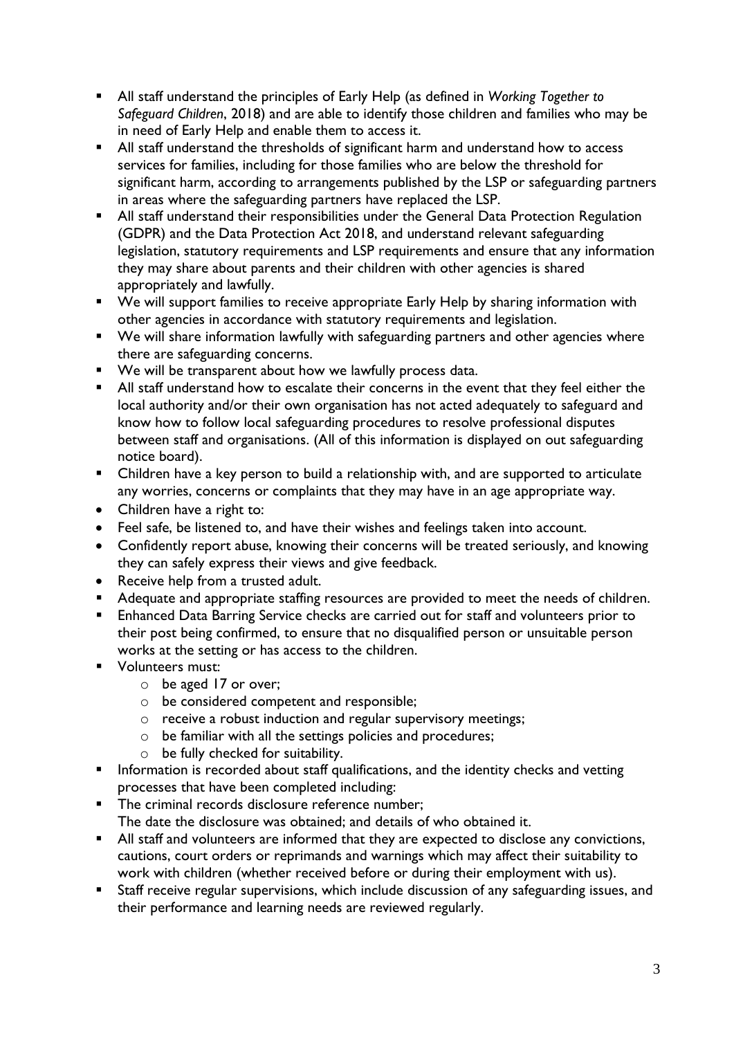- All staff understand the principles of Early Help (as defined in *Working Together to Safeguard Children*, 2018) and are able to identify those children and families who may be in need of Early Help and enable them to access it.
- All staff understand the thresholds of significant harm and understand how to access services for families, including for those families who are below the threshold for significant harm, according to arrangements published by the LSP or safeguarding partners in areas where the safeguarding partners have replaced the LSP.
- All staff understand their responsibilities under the General Data Protection Regulation (GDPR) and the Data Protection Act 2018, and understand relevant safeguarding legislation, statutory requirements and LSP requirements and ensure that any information they may share about parents and their children with other agencies is shared appropriately and lawfully.
- We will support families to receive appropriate Early Help by sharing information with other agencies in accordance with statutory requirements and legislation.
- We will share information lawfully with safeguarding partners and other agencies where there are safeguarding concerns.
- We will be transparent about how we lawfully process data.
- All staff understand how to escalate their concerns in the event that they feel either the local authority and/or their own organisation has not acted adequately to safeguard and know how to follow local safeguarding procedures to resolve professional disputes between staff and organisations. (All of this information is displayed on out safeguarding notice board).
- Children have a key person to build a relationship with, and are supported to articulate any worries, concerns or complaints that they may have in an age appropriate way.
- Children have a right to:
- Feel safe, be listened to, and have their wishes and feelings taken into account.
- Confidently report abuse, knowing their concerns will be treated seriously, and knowing they can safely express their views and give feedback.
- Receive help from a trusted adult.
- Adequate and appropriate staffing resources are provided to meet the needs of children.
- Enhanced Data Barring Service checks are carried out for staff and volunteers prior to their post being confirmed, to ensure that no disqualified person or unsuitable person works at the setting or has access to the children.
- Volunteers must:
    - be aged 17 or over;
    - be considered competent and responsible;
    - receive a robust induction and regular supervisory meetings;
    - be familiar with all the settings policies and procedures;
    - be fully checked for suitability.
- Information is recorded about staff qualifications, and the identity checks and vetting processes that have been completed including:
- The criminal records disclosure reference number;
  The date the disclosure was obtained; and details of who obtained it.
- All staff and volunteers are informed that they are expected to disclose any convictions, cautions, court orders or reprimands and warnings which may affect their suitability to work with children (whether received before or during their employment with us).
- Staff receive regular supervisions, which include discussion of any safeguarding issues, and their performance and learning needs are reviewed regularly.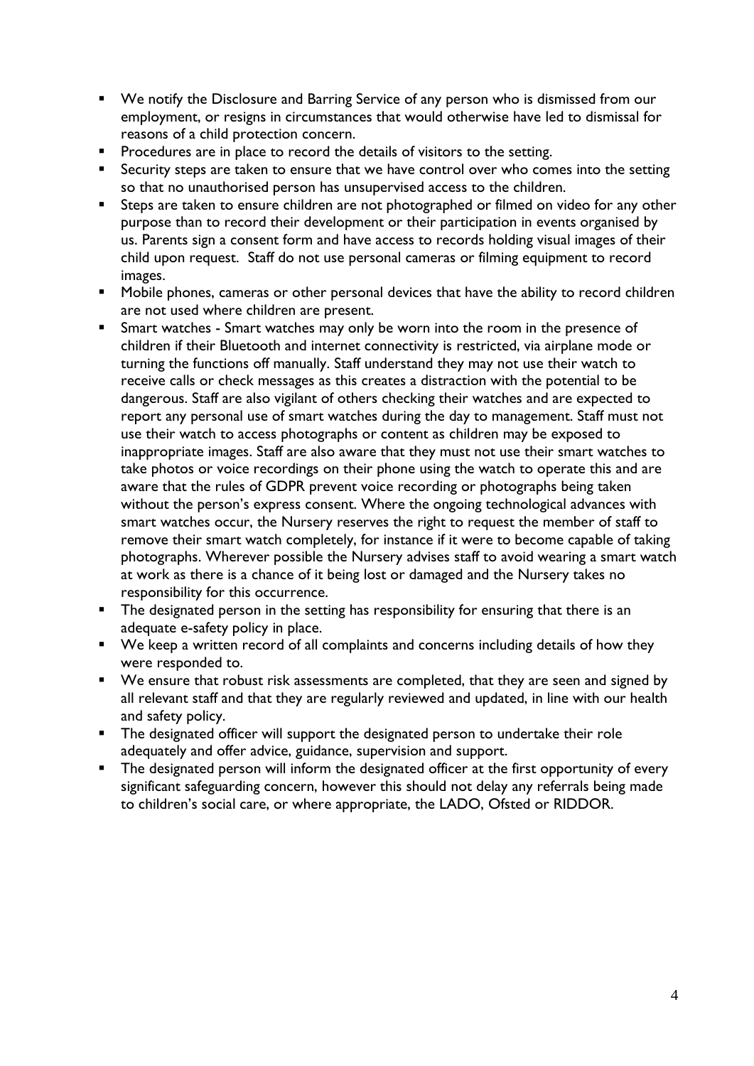- We notify the Disclosure and Barring Service of any person who is dismissed from our employment, or resigns in circumstances that would otherwise have led to dismissal for reasons of a child protection concern.
- Procedures are in place to record the details of visitors to the setting.
- Security steps are taken to ensure that we have control over who comes into the setting so that no unauthorised person has unsupervised access to the children.
- Steps are taken to ensure children are not photographed or filmed on video for any other purpose than to record their development or their participation in events organised by us. Parents sign a consent form and have access to records holding visual images of their child upon request. Staff do not use personal cameras or filming equipment to record images.
- Mobile phones, cameras or other personal devices that have the ability to record children are not used where children are present.
- Smart watches - Smart watches may only be worn into the room in the presence of children if their Bluetooth and internet connectivity is restricted, via airplane mode or turning the functions off manually. Staff understand they may not use their watch to receive calls or check messages as this creates a distraction with the potential to be dangerous. Staff are also vigilant of others checking their watches and are expected to report any personal use of smart watches during the day to management. Staff must not use their watch to access photographs or content as children may be exposed to inappropriate images. Staff are also aware that they must not use their smart watches to take photos or voice recordings on their phone using the watch to operate this and are aware that the rules of GDPR prevent voice recording or photographs being taken without the person's express consent. Where the ongoing technological advances with smart watches occur, the Nursery reserves the right to request the member of staff to remove their smart watch completely, for instance if it were to become capable of taking photographs. Wherever possible the Nursery advises staff to avoid wearing a smart watch at work as there is a chance of it being lost or damaged and the Nursery takes no responsibility for this occurrence.
- The designated person in the setting has responsibility for ensuring that there is an adequate e-safety policy in place.
- We keep a written record of all complaints and concerns including details of how they were responded to.
- We ensure that robust risk assessments are completed, that they are seen and signed by all relevant staff and that they are regularly reviewed and updated, in line with our health and safety policy.
- The designated officer will support the designated person to undertake their role adequately and offer advice, guidance, supervision and support.
- The designated person will inform the designated officer at the first opportunity of every significant safeguarding concern, however this should not delay any referrals being made to children's social care, or where appropriate, the LADO, Ofsted or RIDDOR.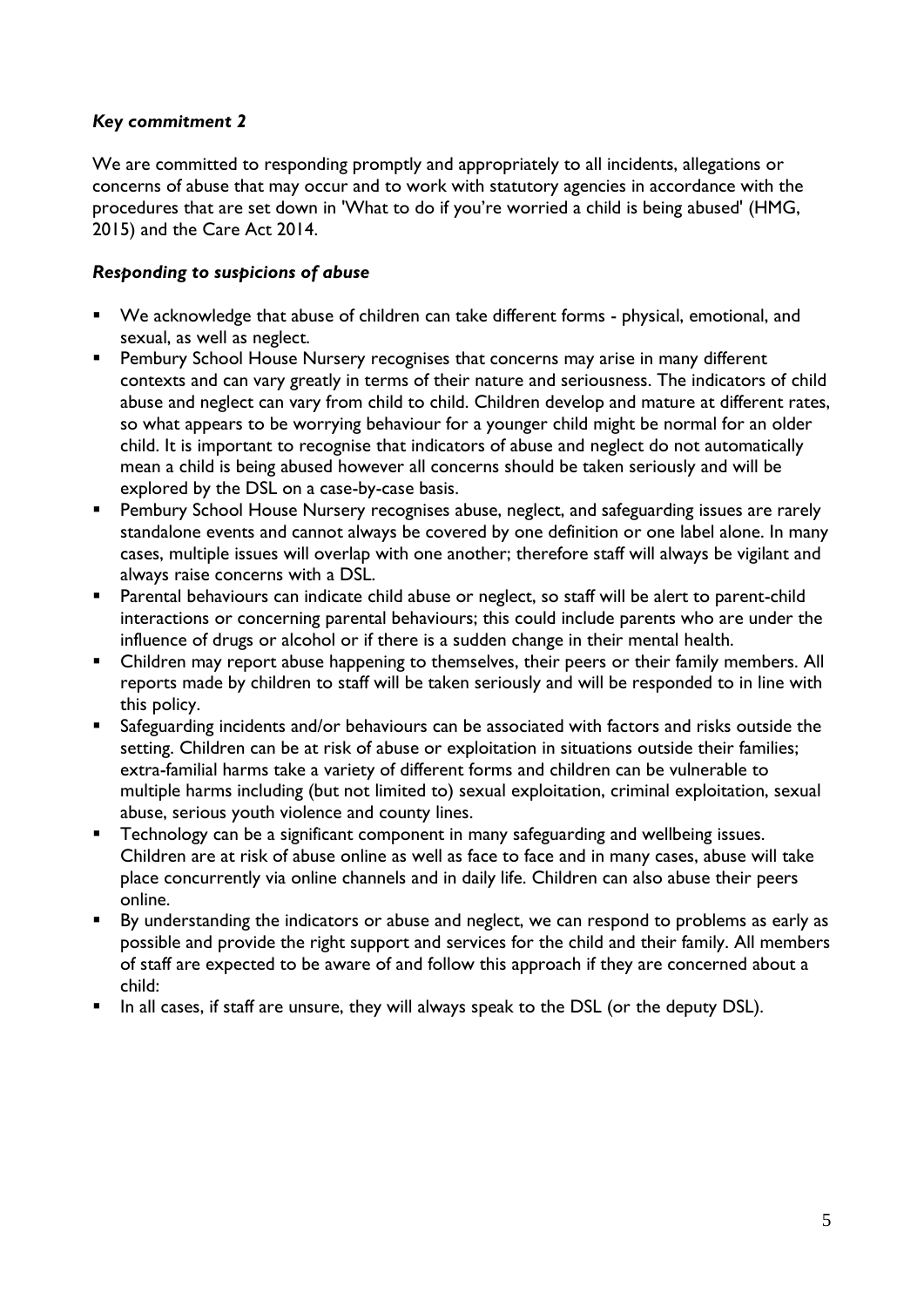### *Key commitment 2*

We are committed to responding promptly and appropriately to all incidents, allegations or concerns of abuse that may occur and to work with statutory agencies in accordance with the procedures that are set down in 'What to do if you're worried a child is being abused' (HMG, 2015) and the Care Act 2014.

### *Responding to suspicions of abuse*

- We acknowledge that abuse of children can take different forms - physical, emotional, and sexual, as well as neglect.
- Pembury School House Nursery recognises that concerns may arise in many different contexts and can vary greatly in terms of their nature and seriousness. The indicators of child abuse and neglect can vary from child to child. Children develop and mature at different rates, so what appears to be worrying behaviour for a younger child might be normal for an older child. It is important to recognise that indicators of abuse and neglect do not automatically mean a child is being abused however all concerns should be taken seriously and will be explored by the DSL on a case-by-case basis.
- Pembury School House Nursery recognises abuse, neglect, and safeguarding issues are rarely standalone events and cannot always be covered by one definition or one label alone. In many cases, multiple issues will overlap with one another; therefore staff will always be vigilant and always raise concerns with a DSL.
- Parental behaviours can indicate child abuse or neglect, so staff will be alert to parent-child interactions or concerning parental behaviours; this could include parents who are under the influence of drugs or alcohol or if there is a sudden change in their mental health.
- Children may report abuse happening to themselves, their peers or their family members. All reports made by children to staff will be taken seriously and will be responded to in line with this policy.
- Safeguarding incidents and/or behaviours can be associated with factors and risks outside the setting. Children can be at risk of abuse or exploitation in situations outside their families; extra-familial harms take a variety of different forms and children can be vulnerable to multiple harms including (but not limited to) sexual exploitation, criminal exploitation, sexual abuse, serious youth violence and county lines.
- Technology can be a significant component in many safeguarding and wellbeing issues. Children are at risk of abuse online as well as face to face and in many cases, abuse will take place concurrently via online channels and in daily life. Children can also abuse their peers online.
- By understanding the indicators or abuse and neglect, we can respond to problems as early as possible and provide the right support and services for the child and their family. All members of staff are expected to be aware of and follow this approach if they are concerned about a child:
- In all cases, if staff are unsure, they will always speak to the DSL (or the deputy DSL).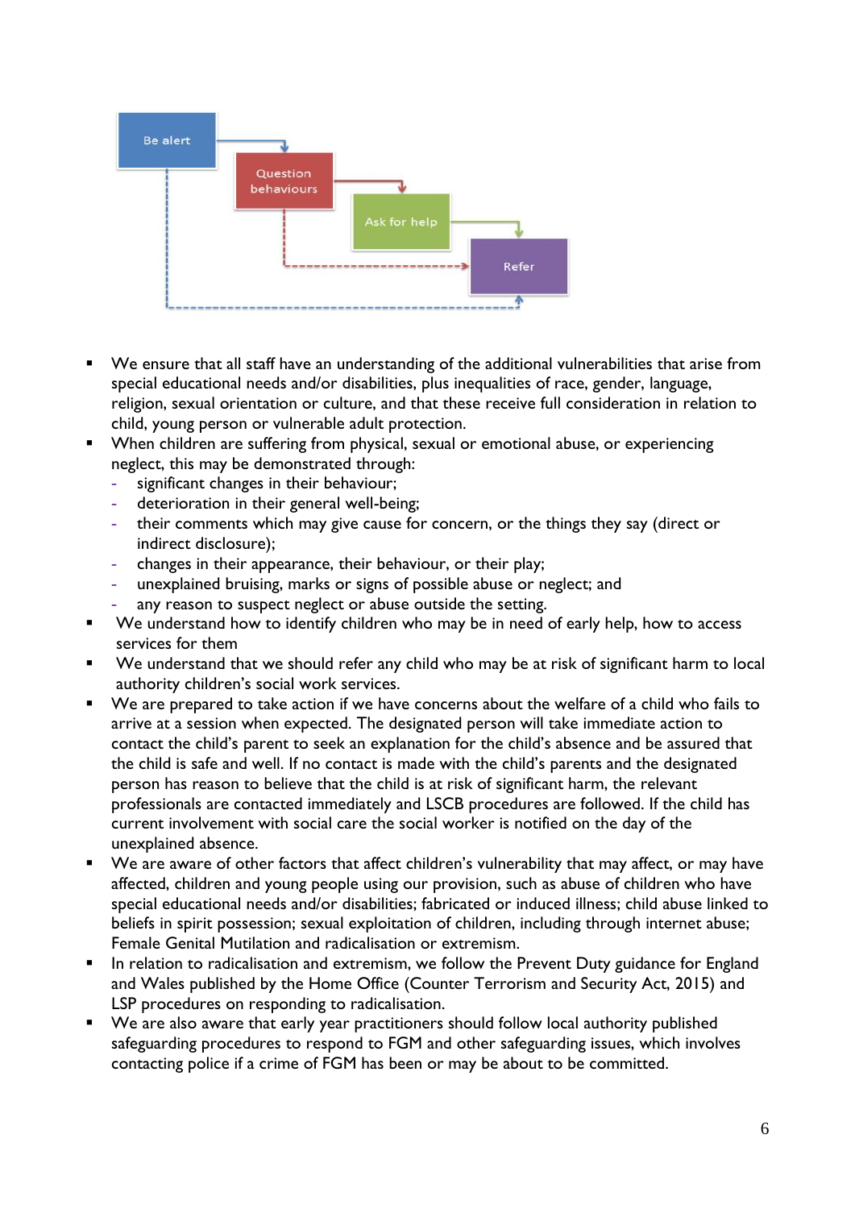Be alert

Question behaviours

Ask for help

Refer

- We ensure that all staff have an understanding of the additional vulnerabilities that arise from special educational needs and/or disabilities, plus inequalities of race, gender, language, religion, sexual orientation or culture, and that these receive full consideration in relation to child, young person or vulnerable adult protection.
- When children are suffering from physical, sexual or emotional abuse, or experiencing neglect, this may be demonstrated through:
  - significant changes in their behaviour;
  - deterioration in their general well-being;
  - their comments which may give cause for concern, or the things they say (direct or indirect disclosure);
  - changes in their appearance, their behaviour, or their play;
  - unexplained bruising, marks or signs of possible abuse or neglect; and
  - any reason to suspect neglect or abuse outside the setting.
- We understand how to identify children who may be in need of early help, how to access services for them
- We understand that we should refer any child who may be at risk of significant harm to local authority children's social work services.
- We are prepared to take action if we have concerns about the welfare of a child who fails to arrive at a session when expected. The designated person will take immediate action to contact the child's parent to seek an explanation for the child's absence and be assured that the child is safe and well. If no contact is made with the child's parents and the designated person has reason to believe that the child is at risk of significant harm, the relevant professionals are contacted immediately and LSCB procedures are followed. If the child has current involvement with social care the social worker is notified on the day of the unexplained absence.
- We are aware of other factors that affect children's vulnerability that may affect, or may have affected, children and young people using our provision, such as abuse of children who have special educational needs and/or disabilities; fabricated or induced illness; child abuse linked to beliefs in spirit possession; sexual exploitation of children, including through internet abuse; Female Genital Mutilation and radicalisation or extremism.
- In relation to radicalisation and extremism, we follow the Prevent Duty guidance for England and Wales published by the Home Office (Counter Terrorism and Security Act, 2015) and LSP procedures on responding to radicalisation.
- We are also aware that early year practitioners should follow local authority published safeguarding procedures to respond to FGM and other safeguarding issues, which involves contacting police if a crime of FGM has been or may be about to be committed.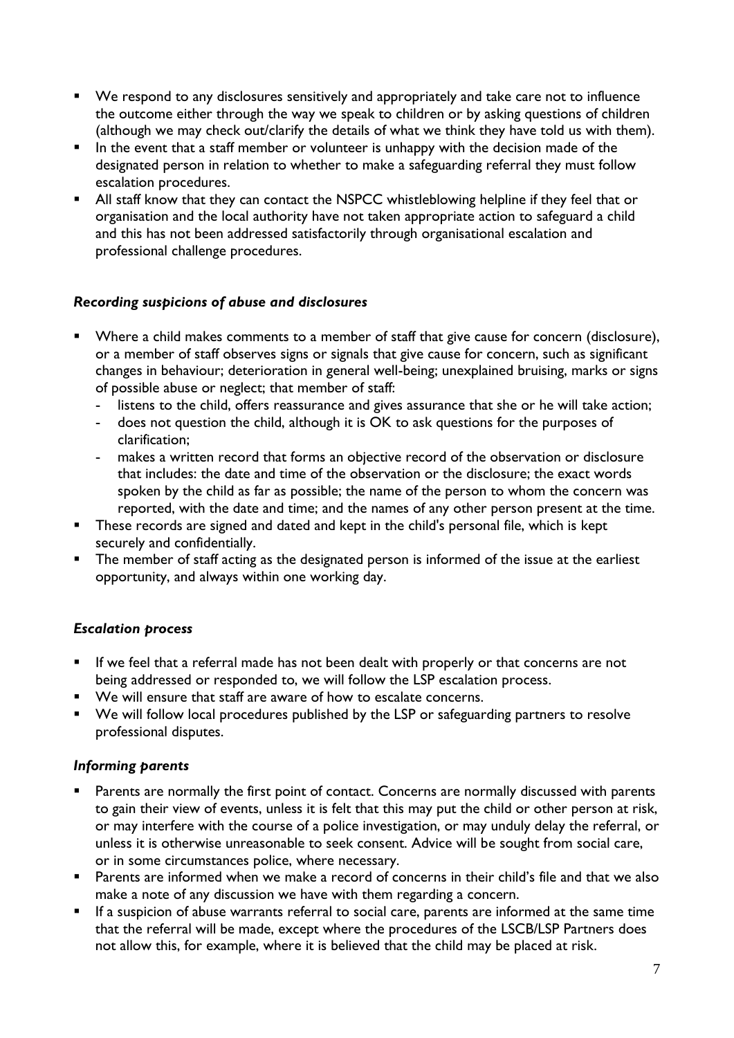- We respond to any disclosures sensitively and appropriately and take care not to influence the outcome either through the way we speak to children or by asking questions of children (although we may check out/clarify the details of what we think they have told us with them).
- In the event that a staff member or volunteer is unhappy with the decision made of the designated person in relation to whether to make a safeguarding referral they must follow escalation procedures.
- All staff know that they can contact the NSPCC whistleblowing helpline if they feel that or organisation and the local authority have not taken appropriate action to safeguard a child and this has not been addressed satisfactorily through organisational escalation and professional challenge procedures.

### *Recording suspicions of abuse and disclosures*

- Where a child makes comments to a member of staff that give cause for concern (disclosure), or a member of staff observes signs or signals that give cause for concern, such as significant changes in behaviour; deterioration in general well-being; unexplained bruising, marks or signs of possible abuse or neglect; that member of staff:
  - listens to the child, offers reassurance and gives assurance that she or he will take action;
  - does not question the child, although it is OK to ask questions for the purposes of clarification;
  - makes a written record that forms an objective record of the observation or disclosure that includes: the date and time of the observation or the disclosure; the exact words spoken by the child as far as possible; the name of the person to whom the concern was reported, with the date and time; and the names of any other person present at the time.
- These records are signed and dated and kept in the child's personal file, which is kept securely and confidentially.
- The member of staff acting as the designated person is informed of the issue at the earliest opportunity, and always within one working day.

### *Escalation process*

- If we feel that a referral made has not been dealt with properly or that concerns are not being addressed or responded to, we will follow the LSP escalation process.
- We will ensure that staff are aware of how to escalate concerns.
- We will follow local procedures published by the LSP or safeguarding partners to resolve professional disputes.

### *Informing parents*

- Parents are normally the first point of contact. Concerns are normally discussed with parents to gain their view of events, unless it is felt that this may put the child or other person at risk, or may interfere with the course of a police investigation, or may unduly delay the referral, or unless it is otherwise unreasonable to seek consent. Advice will be sought from social care, or in some circumstances police, where necessary.
- Parents are informed when we make a record of concerns in their child's file and that we also make a note of any discussion we have with them regarding a concern.
- If a suspicion of abuse warrants referral to social care, parents are informed at the same time that the referral will be made, except where the procedures of the LSCB/LSP Partners does not allow this, for example, where it is believed that the child may be placed at risk.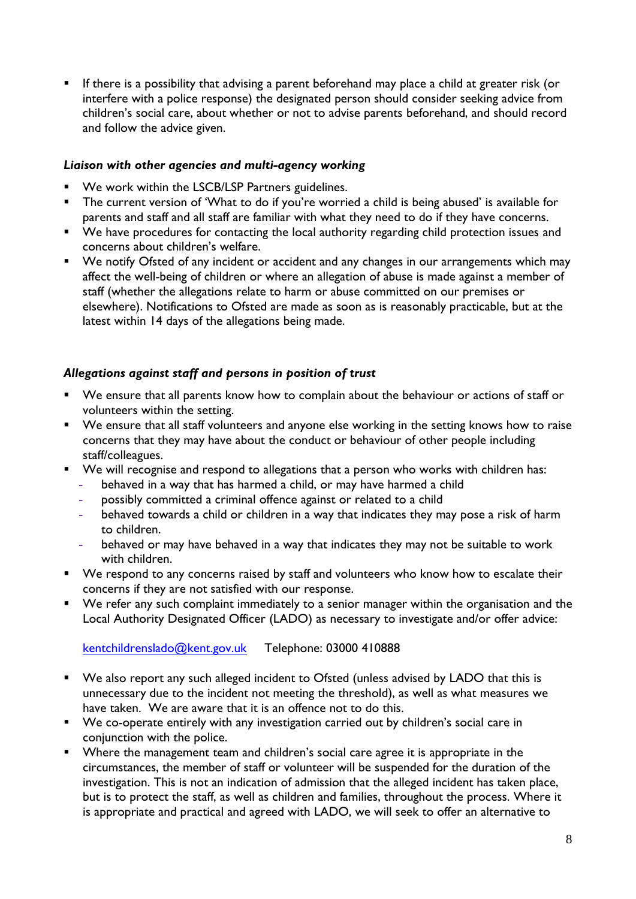- If there is a possibility that advising a parent beforehand may place a child at greater risk (or interfere with a police response) the designated person should consider seeking advice from children's social care, about whether or not to advise parents beforehand, and should record and follow the advice given.

### *Liaison with other agencies and multi-agency working*

- We work within the LSCB/LSP Partners guidelines.
- The current version of 'What to do if you're worried a child is being abused' is available for parents and staff and all staff are familiar with what they need to do if they have concerns.
- We have procedures for contacting the local authority regarding child protection issues and concerns about children's welfare.
- We notify Ofsted of any incident or accident and any changes in our arrangements which may affect the well-being of children or where an allegation of abuse is made against a member of staff (whether the allegations relate to harm or abuse committed on our premises or elsewhere). Notifications to Ofsted are made as soon as is reasonably practicable, but at the latest within 14 days of the allegations being made.

### *Allegations against staff and persons in position of trust*

- We ensure that all parents know how to complain about the behaviour or actions of staff or volunteers within the setting.
- We ensure that all staff volunteers and anyone else working in the setting knows how to raise concerns that they may have about the conduct or behaviour of other people including staff/colleagues.
- We will recognise and respond to allegations that a person who works with children has:
  - behaved in a way that has harmed a child, or may have harmed a child
  - possibly committed a criminal offence against or related to a child
  - behaved towards a child or children in a way that indicates they may pose a risk of harm to children.
  - behaved or may have behaved in a way that indicates they may not be suitable to work with children.
- We respond to any concerns raised by staff and volunteers who know how to escalate their concerns if they are not satisfied with our response.
- We refer any such complaint immediately to a senior manager within the organisation and the Local Authority Designated Officer (LADO) as necessary to investigate and/or offer advice:

  kentchildrenslado@kent.gov.uk     Telephone: 03000 410888

- We also report any such alleged incident to Ofsted (unless advised by LADO that this is unnecessary due to the incident not meeting the threshold), as well as what measures we have taken. We are aware that it is an offence not to do this.
- We co-operate entirely with any investigation carried out by children's social care in conjunction with the police.
- Where the management team and children's social care agree it is appropriate in the circumstances, the member of staff or volunteer will be suspended for the duration of the investigation. This is not an indication of admission that the alleged incident has taken place, but is to protect the staff, as well as children and families, throughout the process. Where it is appropriate and practical and agreed with LADO, we will seek to offer an alternative to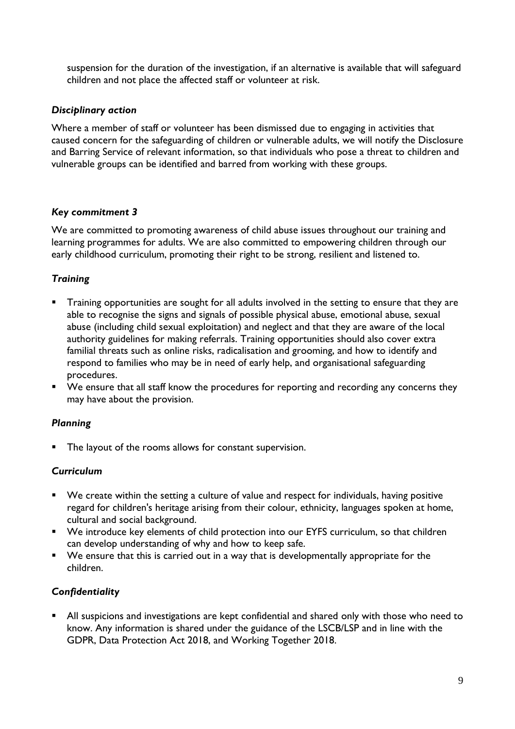suspension for the duration of the investigation, if an alternative is available that will safeguard children and not place the affected staff or volunteer at risk.

***Disciplinary action***

Where a member of staff or volunteer has been dismissed due to engaging in activities that caused concern for the safeguarding of children or vulnerable adults, we will notify the Disclosure and Barring Service of relevant information, so that individuals who pose a threat to children and vulnerable groups can be identified and barred from working with these groups.

***Key commitment 3***

We are committed to promoting awareness of child abuse issues throughout our training and learning programmes for adults. We are also committed to empowering children through our early childhood curriculum, promoting their right to be strong, resilient and listened to.

***Training***

- Training opportunities are sought for all adults involved in the setting to ensure that they are able to recognise the signs and signals of possible physical abuse, emotional abuse, sexual abuse (including child sexual exploitation) and neglect and that they are aware of the local authority guidelines for making referrals. Training opportunities should also cover extra familial threats such as online risks, radicalisation and grooming, and how to identify and respond to families who may be in need of early help, and organisational safeguarding procedures.
- We ensure that all staff know the procedures for reporting and recording any concerns they may have about the provision.

***Planning***

- The layout of the rooms allows for constant supervision.

***Curriculum***

- We create within the setting a culture of value and respect for individuals, having positive regard for children's heritage arising from their colour, ethnicity, languages spoken at home, cultural and social background.
- We introduce key elements of child protection into our EYFS curriculum, so that children can develop understanding of why and how to keep safe.
- We ensure that this is carried out in a way that is developmentally appropriate for the children.

***Confidentiality***

- All suspicions and investigations are kept confidential and shared only with those who need to know. Any information is shared under the guidance of the LSCB/LSP and in line with the GDPR, Data Protection Act 2018, and Working Together 2018.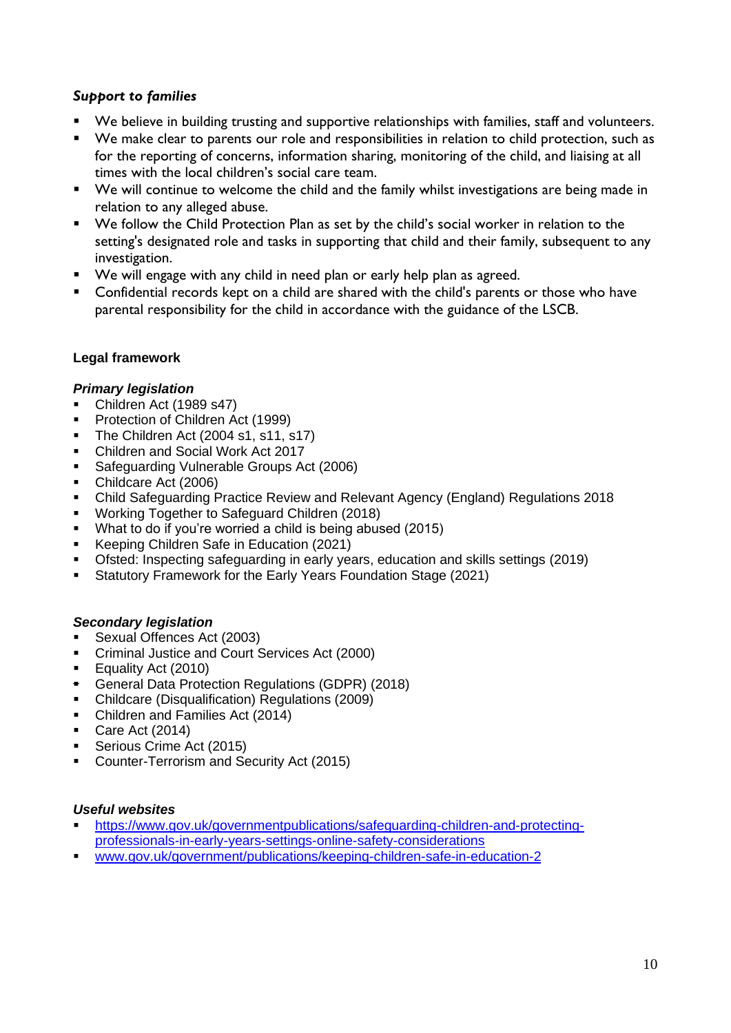### *Support to families*

- We believe in building trusting and supportive relationships with families, staff and volunteers.
- We make clear to parents our role and responsibilities in relation to child protection, such as for the reporting of concerns, information sharing, monitoring of the child, and liaising at all times with the local children's social care team.
- We will continue to welcome the child and the family whilst investigations are being made in relation to any alleged abuse.
- We follow the Child Protection Plan as set by the child's social worker in relation to the setting's designated role and tasks in supporting that child and their family, subsequent to any investigation.
- We will engage with any child in need plan or early help plan as agreed.
- Confidential records kept on a child are shared with the child's parents or those who have parental responsibility for the child in accordance with the guidance of the LSCB.

## Legal framework

### *Primary legislation*

- Children Act (1989 s47)
- Protection of Children Act (1999)
- The Children Act (2004 s1, s11, s17)
- Children and Social Work Act 2017
- Safeguarding Vulnerable Groups Act (2006)
- Childcare Act (2006)
- Child Safeguarding Practice Review and Relevant Agency (England) Regulations 2018
- Working Together to Safeguard Children (2018)
- What to do if you're worried a child is being abused (2015)
- Keeping Children Safe in Education (2021)
- Ofsted: Inspecting safeguarding in early years, education and skills settings (2019)
- Statutory Framework for the Early Years Foundation Stage (2021)

### *Secondary legislation*

- Sexual Offences Act (2003)
- Criminal Justice and Court Services Act (2000)
- Equality Act (2010)
- General Data Protection Regulations (GDPR) (2018)
- Childcare (Disqualification) Regulations (2009)
- Children and Families Act (2014)
- Care Act (2014)
- Serious Crime Act (2015)
- Counter-Terrorism and Security Act (2015)

### *Useful websites*

- [https://www.gov.uk/governmentpublications/safeguarding-children-and-protecting-professionals-in-early-years-settings-online-safety-considerations](https://www.gov.uk/governmentpublications/safeguarding-children-and-protecting-professionals-in-early-years-settings-online-safety-considerations)
- [www.gov.uk/government/publications/keeping-children-safe-in-education-2](www.gov.uk/government/publications/keeping-children-safe-in-education-2)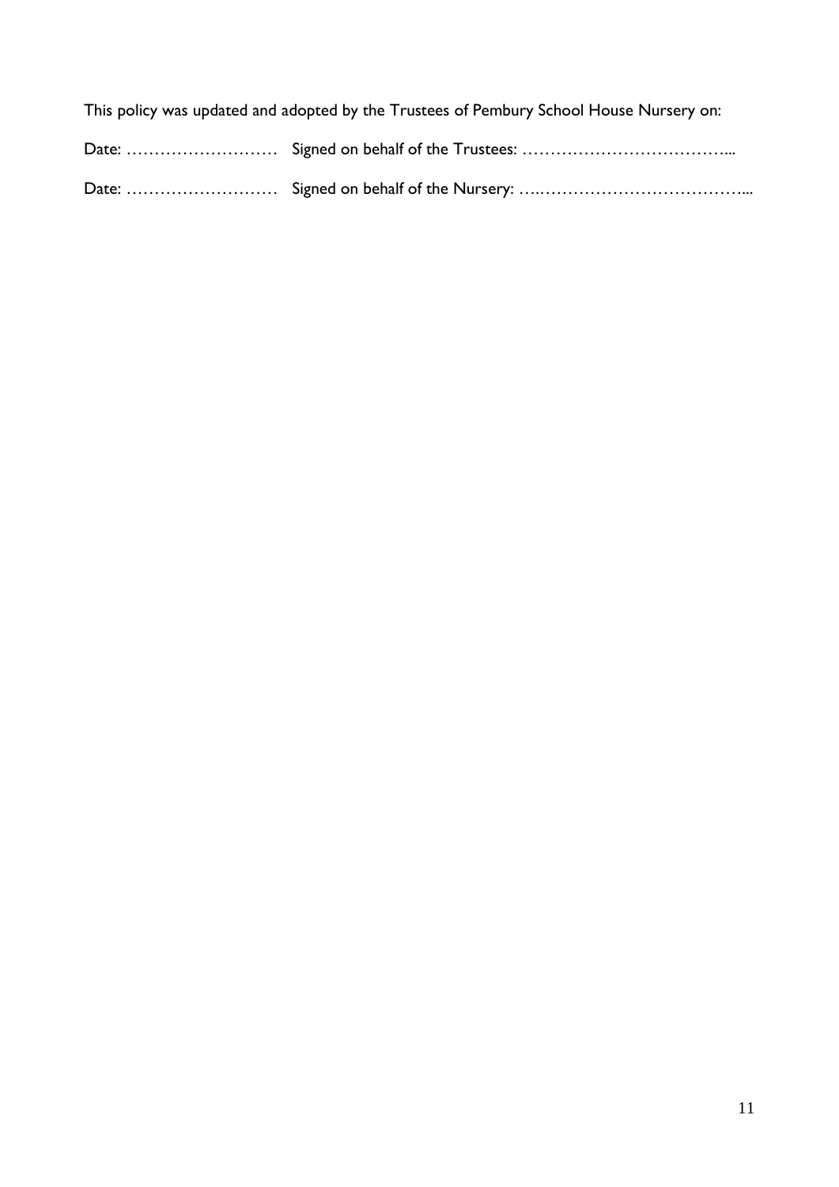This policy was updated and adopted by the Trustees of Pembury School House Nursery on:

Date: ……………………… Signed on behalf of the Trustees: ………………………………...

Date: ……………………… Signed on behalf of the Nursery: ….………………………………...